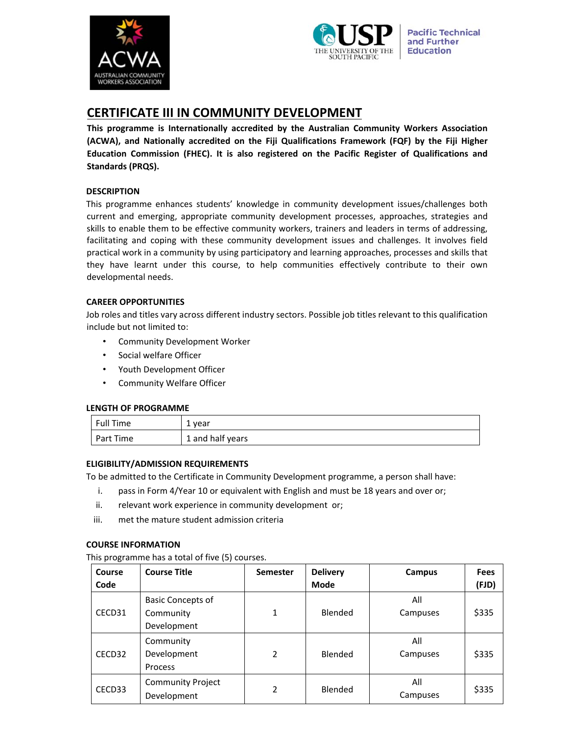# CERTIFICATE III IN COMMUNITY DEVELOPMENT

**This programme is Internationally accredited by the Australian Community Workers Association (ACWA), and Nationally accredited on the Fiji Qualifications Framework (FQF) by the Fiji Higher Education Commission (FHEC). It is also registered on the Pacific Register of Qualifications and Standards (PRQS).**

### DESCRIPTION

This programme enhances students' knowledge in community development issues/challenges both current and emerging, appropriate community development processes, approaches, strategies and skills to enable them to be effective community workers, trainers and leaders in terms of addressing, facilitating and coping with these community development issues and challenges. It involves field practical work in a community by using participatory and learning approaches, processes and skills that they have learnt under this course, to help communities effectively contribute to their own developmental needs.

### CAREER OPPORTUNITIES

Job roles and titles vary across different industry sectors. Possible job titles relevant to this qualification include but not limited to:

- Community Development Worker
- Social welfare Officer
- Youth Development Officer
- Community Welfare Officer

### LENGTH OF PROGRAMME

| Full Time | 1 year |
|---|---|
| Part Time | 1 and half years |

### ELIGIBILITY/ADMISSION REQUIREMENTS

To be admitted to the Certificate in Community Development programme, a person shall have:

i. pass in Form 4/Year 10 or equivalent with English and must be 18 years and over or;

ii. relevant work experience in community development or;

iii. met the mature student admission criteria

### COURSE INFORMATION

This programme has a total of five (5) courses.

| Course Code | Course Title | Semester | Delivery Mode | Campus | Fees (FJD) |
|---|---|---|---|---|---|
| CECD31 | Basic Concepts of Community Development | 1 | Blended | All Campuses | $335 |
| CECD32 | Community Development Process | 2 | Blended | All Campuses | $335 |
| CECD33 | Community Project Development | 2 | Blended | All Campuses | $335 |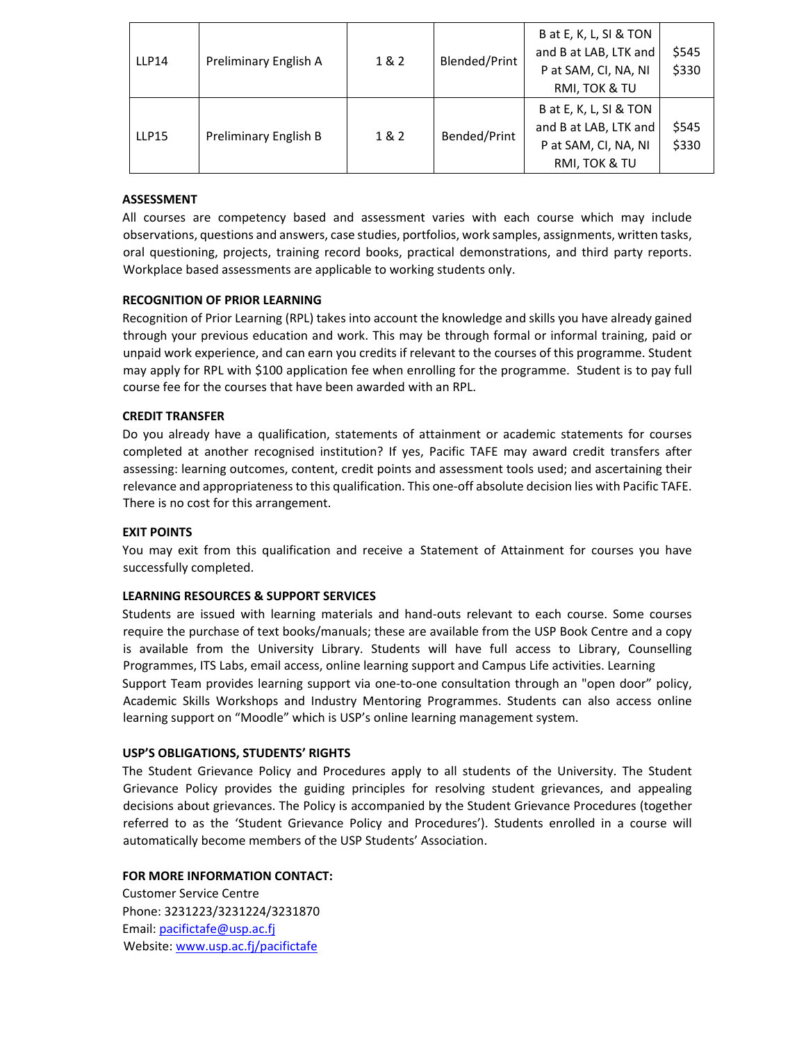| | | | | | |
|---|---|---|---|---|---|
| LLP14 | Preliminary English A | 1 & 2 | Blended/Print | B at E, K, L, SI & TON and B at LAB, LTK and P at SAM, CI, NA, NI RMI, TOK & TU | $545 $330 |
| LLP15 | Preliminary English B | 1 & 2 | Bended/Print | B at E, K, L, SI & TON and B at LAB, LTK and P at SAM, CI, NA, NI RMI, TOK & TU | $545 $330 |

**ASSESSMENT**

All courses are competency based and assessment varies with each course which may include observations, questions and answers, case studies, portfolios, work samples, assignments, written tasks, oral questioning, projects, training record books, practical demonstrations, and third party reports. Workplace based assessments are applicable to working students only.

**RECOGNITION OF PRIOR LEARNING**

Recognition of Prior Learning (RPL) takes into account the knowledge and skills you have already gained through your previous education and work. This may be through formal or informal training, paid or unpaid work experience, and can earn you credits if relevant to the courses of this programme. Student may apply for RPL with $100 application fee when enrolling for the programme. Student is to pay full course fee for the courses that have been awarded with an RPL.

**CREDIT TRANSFER**

Do you already have a qualification, statements of attainment or academic statements for courses completed at another recognised institution? If yes, Pacific TAFE may award credit transfers after assessing: learning outcomes, content, credit points and assessment tools used; and ascertaining their relevance and appropriateness to this qualification. This one-off absolute decision lies with Pacific TAFE. There is no cost for this arrangement.

**EXIT POINTS**

You may exit from this qualification and receive a Statement of Attainment for courses you have successfully completed.

**LEARNING RESOURCES & SUPPORT SERVICES**

Students are issued with learning materials and hand-outs relevant to each course. Some courses require the purchase of text books/manuals; these are available from the USP Book Centre and a copy is available from the University Library. Students will have full access to Library, Counselling Programmes, ITS Labs, email access, online learning support and Campus Life activities. Learning Support Team provides learning support via one-to-one consultation through an "open door" policy, Academic Skills Workshops and Industry Mentoring Programmes. Students can also access online learning support on "Moodle" which is USP's online learning management system.

**USP'S OBLIGATIONS, STUDENTS' RIGHTS**

The Student Grievance Policy and Procedures apply to all students of the University. The Student Grievance Policy provides the guiding principles for resolving student grievances, and appealing decisions about grievances. The Policy is accompanied by the Student Grievance Procedures (together referred to as the 'Student Grievance Policy and Procedures'). Students enrolled in a course will automatically become members of the USP Students' Association.

**FOR MORE INFORMATION CONTACT:**

Customer Service Centre
Phone: 3231223/3231224/3231870
Email: pacifictafe@usp.ac.fj
Website: www.usp.ac.fj/pacifictafe